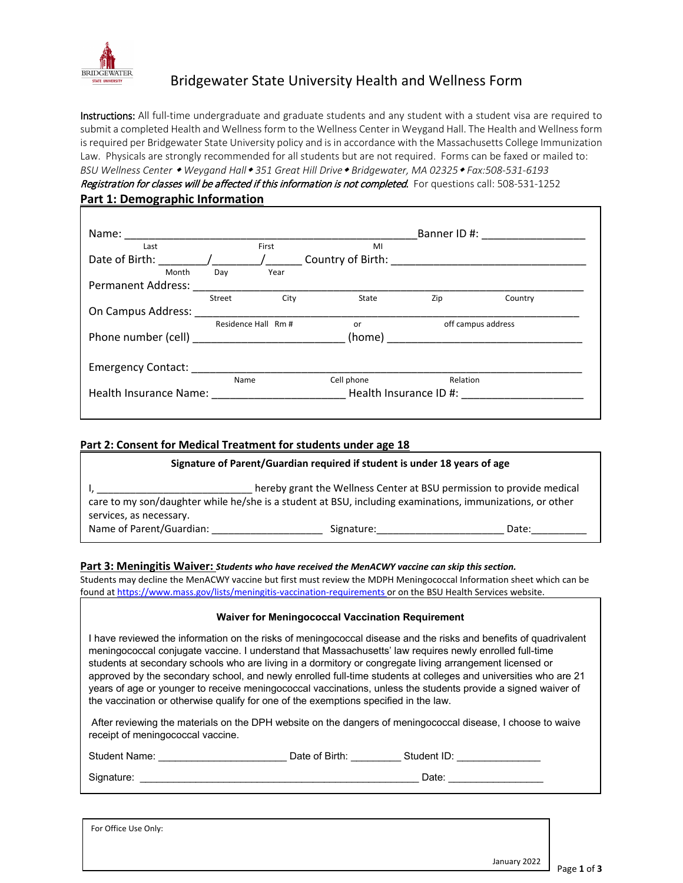# Bridgewater State University Health and Wellness Form

**Instructions:** All full-time undergraduate and graduate students and any student with a student visa are required to submit a completed Health and Wellness form to the Wellness Center in Weygand Hall. The Health and Wellness form is required per Bridgewater State University policy and is in accordance with the Massachusetts College Immunization Law. Physicals are strongly recommended for all students but are not required. Forms can be faxed or mailed to:
*BSU Wellness Center ⬩ Weygand Hall ⬩ 351 Great Hill Drive ⬩ Bridgewater, MA 02325 ⬩ Fax:508-531-6193*
*Registration for classes will be affected if this information is not completed.* For questions call: 508-531-1252

## Part 1: Demographic Information

Name: ________________________________________________ Banner ID #: _________________
(Last / First / MI)

Date of Birth: ________/________/______ Country of Birth: ________________________________
(Month / Day / Year)

Permanent Address: ______________________________________________________________
(Street / City / State / Zip / Country)

On Campus Address: ______________________________________________________________
(Residence Hall Rm # or off campus address)

Phone number (cell) _________________________ (home) _________________________________

Emergency Contact: _______________________________________________________________
(Name / Cell phone / Relation)

Health Insurance Name: ______________________ Health Insurance ID #: ____________________

## Part 2: Consent for Medical Treatment for students under age 18

**Signature of Parent/Guardian required if student is under 18 years of age**

I, ___________________________ hereby grant the Wellness Center at BSU permission to provide medical care to my son/daughter while he/she is a student at BSU, including examinations, immunizations, or other services, as necessary.

Name of Parent/Guardian: ___________________ Signature:______________________ Date:__________

## Part 3: Meningitis Waiver: *Students who have received the MenACWY vaccine can skip this section.*

Students may decline the MenACWY vaccine but first must review the MDPH Meningococcal Information sheet which can be found at https://www.mass.gov/lists/meningitis-vaccination-requirements or on the BSU Health Services website.

**Waiver for Meningococcal Vaccination Requirement**

I have reviewed the information on the risks of meningococcal disease and the risks and benefits of quadrivalent meningococcal conjugate vaccine. I understand that Massachusetts' law requires newly enrolled full-time students at secondary schools who are living in a dormitory or congregate living arrangement licensed or approved by the secondary school, and newly enrolled full-time students at colleges and universities who are 21 years of age or younger to receive meningococcal vaccinations, unless the students provide a signed waiver of the vaccination or otherwise qualify for one of the exemptions specified in the law.

After reviewing the materials on the DPH website on the dangers of meningococcal disease, I choose to waive receipt of meningococcal vaccine.

Student Name: ______________________ Date of Birth: _________ Student ID: _______________

Signature: _________________________________________________ Date: ________________

For Office Use Only:

January 2022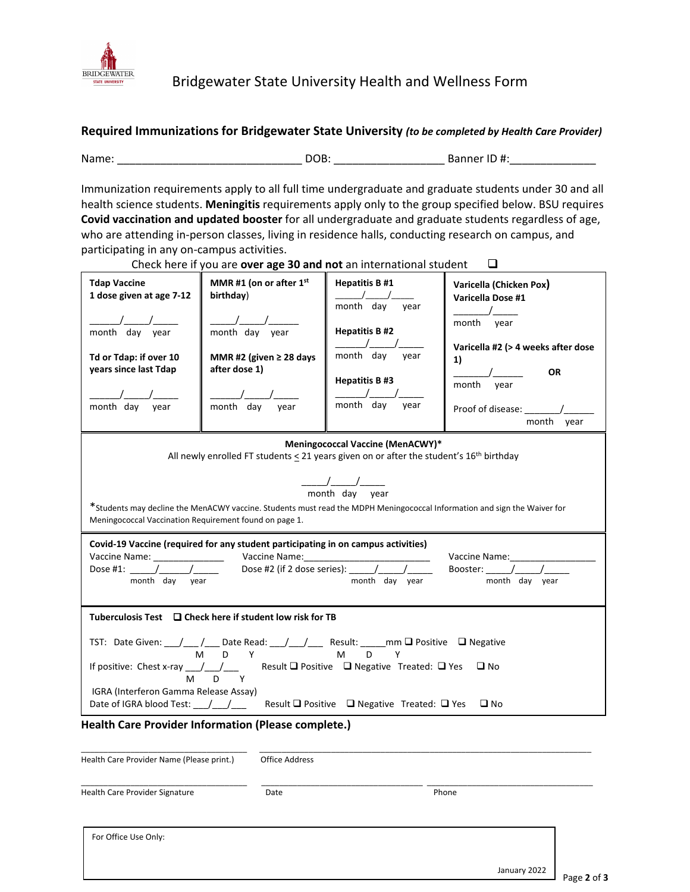Bridgewater State University Health and Wellness Form

## Required Immunizations for Bridgewater State University *(to be completed by Health Care Provider)*

Name: _____________________________ DOB: _________________ Banner ID #:_____________

Immunization requirements apply to all full time undergraduate and graduate students under 30 and all health science students. **Meningitis** requirements apply only to the group specified below. BSU requires **Covid vaccination and updated booster** for all undergraduate and graduate students regardless of age, who are attending in-person classes, living in residence halls, conducting research on campus, and participating in any on-campus activities.

Check here if you are **over age 30 and not** an international student ❑

| **Tdap Vaccine 1 dose given at age 7-12** | **MMR #1 (on or after 1st birthday)** | **Hepatitis B #1** | **Varicella (Chicken Pox) Varicella Dose #1** |
|---|---|---|---|
| _____/_____/_____ month day year | _____/_____/______ month day year | _____/_____/_____ month day year | _______/_____ month year |
| **Td or Tdap: if over 10 years since last Tdap** | **MMR #2 (given ≥ 28 days after dose 1)** | **Hepatitis B #2** | **Varicella #2 (> 4 weeks after dose 1)** |
| _____/_____/_____ month day year | _____/_____/_____ month day year | _____/_____/_____ month day year | _______/______ month year **OR** |
| | | **Hepatitis B #3** | |
| | | _____/_____/_____ month day year | Proof of disease: _______/______ month year |

**Meningococcal Vaccine (MenACWY)***

All newly enrolled FT students ≤ 21 years given on or after the student's 16th birthday

_____/_____/_____
month day year

*Students may decline the MenACWY vaccine. Students must read the MDPH Meningococcal Information and sign the Waiver for Meningococcal Vaccination Requirement found on page 1.

**Covid-19 Vaccine (required for any student participating in on campus activities)**

Vaccine Name: _____________ Vaccine Name:________________________ Vaccine Name:________________

Dose #1: _____/______/_____ (month day year) Dose #2 (if 2 dose series): _____/_____/_____ (month day year) Booster: _____/_____/_____ (month day year)

**Tuberculosis Test** ❑ **Check here if student low risk for TB**

TST: Date Given: ___/___ /___ (M D Y) Date Read: ___/___/___ (M D Y) Result: _____mm ❑ Positive ❑ Negative

If positive: Chest x-ray ___/___/___ (M D Y) Result ❑ Positive ❑ Negative Treated: ❑ Yes ❑ No

IGRA (Interferon Gamma Release Assay)

Date of IGRA blood Test: ___/___/___ Result ❑ Positive ❑ Negative Treated: ❑ Yes ❑ No

### Health Care Provider Information (Please complete.)

_______________________________ ______________________________________________________________
Health Care Provider Name (Please print.) Office Address

_______________________________ ______________________________ ______________________________
Health Care Provider Signature Date Phone

For Office Use Only:

January 2022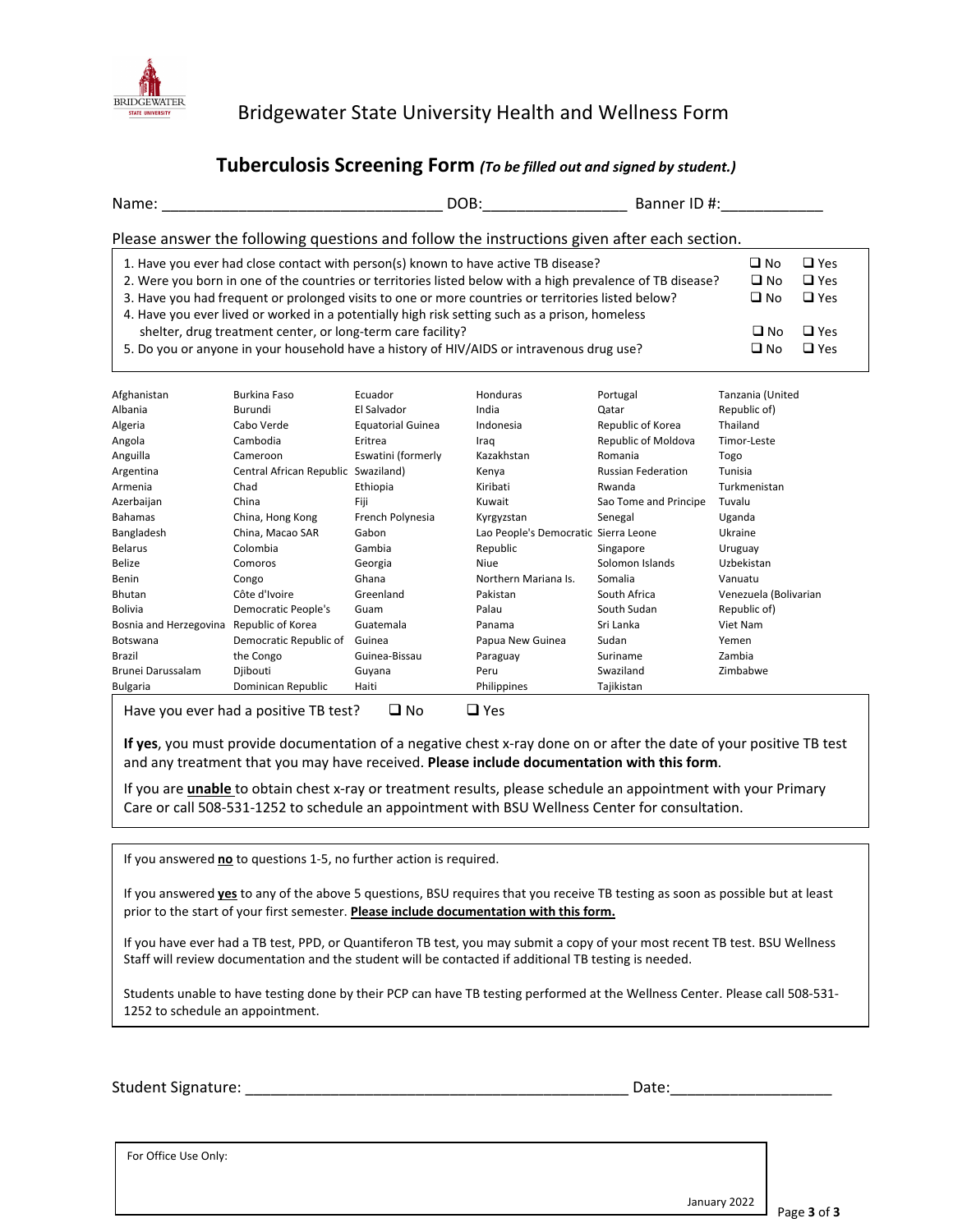Bridgewater State University Health and Wellness Form

## Tuberculosis Screening Form *(To be filled out and signed by student.)*

Name: ________________________________ DOB:________________ Banner ID #:____________

Please answer the following questions and follow the instructions given after each section.

| | | |
|---|---|---|
| 1. Have you ever had close contact with person(s) known to have active TB disease? | ❑ No | ❑ Yes |
| 2. Were you born in one of the countries or territories listed below with a high prevalence of TB disease? | ❑ No | ❑ Yes |
| 3. Have you had frequent or prolonged visits to one or more countries or territories listed below? | ❑ No | ❑ Yes |
| 4. Have you ever lived or worked in a potentially high risk setting such as a prison, homeless shelter, drug treatment center, or long-term care facility? | ❑ No | ❑ Yes |
| 5. Do you or anyone in your household have a history of HIV/AIDS or intravenous drug use? | ❑ No | ❑ Yes |

| | | | | | |
|---|---|---|---|---|---|
| Afghanistan | Burkina Faso | Ecuador | Honduras | Portugal | Tanzania (United Republic of) |
| Albania | Burundi | El Salvador | India | Qatar | Thailand |
| Algeria | Cabo Verde | Equatorial Guinea | Indonesia | Republic of Korea | Timor-Leste |
| Angola | Cambodia | Eritrea | Iraq | Republic of Moldova | Togo |
| Anguilla | Cameroon | Eswatini (formerly Swaziland) | Kazakhstan | Romania | Tunisia |
| Argentina | Central African Republic | Ethiopia | Kenya | Russian Federation | Turkmenistan |
| Armenia | Chad | Fiji | Kiribati | Rwanda | Tuvalu |
| Azerbaijan | China | French Polynesia | Kuwait | Sao Tome and Principe | Uganda |
| Bahamas | China, Hong Kong | Gabon | Kyrgyzstan | Senegal | Ukraine |
| Bangladesh | China, Macao SAR | Gambia | Lao People's Democratic Republic | Sierra Leone | Uruguay |
| Belarus | Colombia | Georgia | Niue | Singapore | Uzbekistan |
| Belize | Comoros | Ghana | Northern Mariana Is. | Solomon Islands | Vanuatu |
| Benin | Congo | Greenland | Pakistan | Somalia | Venezuela (Bolivarian Republic of) |
| Bhutan | Côte d'Ivoire | Guam | Palau | South Africa | Viet Nam |
| Bolivia | Democratic People's Republic of Korea | Guatemala | Panama | South Sudan | Yemen |
| Bosnia and Herzegovina | Democratic Republic of the Congo | Guinea | Papua New Guinea | Sri Lanka | Zambia |
| Botswana | Djibouti | Guinea-Bissau | Paraguay | Sudan | Zimbabwe |
| Brazil | Dominican Republic | Guyana | Peru | Suriname | |
| Brunei Darussalam | | Haiti | Philippines | Swaziland | |
| Bulgaria | | | | Tajikistan | |

Have you ever had a positive TB test? ❑ No ❑ Yes

**If yes**, you must provide documentation of a negative chest x-ray done on or after the date of your positive TB test and any treatment that you may have received. **Please include documentation with this form**.

If you are **unable** to obtain chest x-ray or treatment results, please schedule an appointment with your Primary Care or call 508-531-1252 to schedule an appointment with BSU Wellness Center for consultation.

If you answered **no** to questions 1-5, no further action is required.

If you answered **yes** to any of the above 5 questions, BSU requires that you receive TB testing as soon as possible but at least prior to the start of your first semester. **Please include documentation with this form.**

If you have ever had a TB test, PPD, or Quantiferon TB test, you may submit a copy of your most recent TB test. BSU Wellness Staff will review documentation and the student will be contacted if additional TB testing is needed.

Students unable to have testing done by their PCP can have TB testing performed at the Wellness Center. Please call 508-531-1252 to schedule an appointment.

Student Signature: ____________________________________________ Date:___________________

For Office Use Only:

January 2022